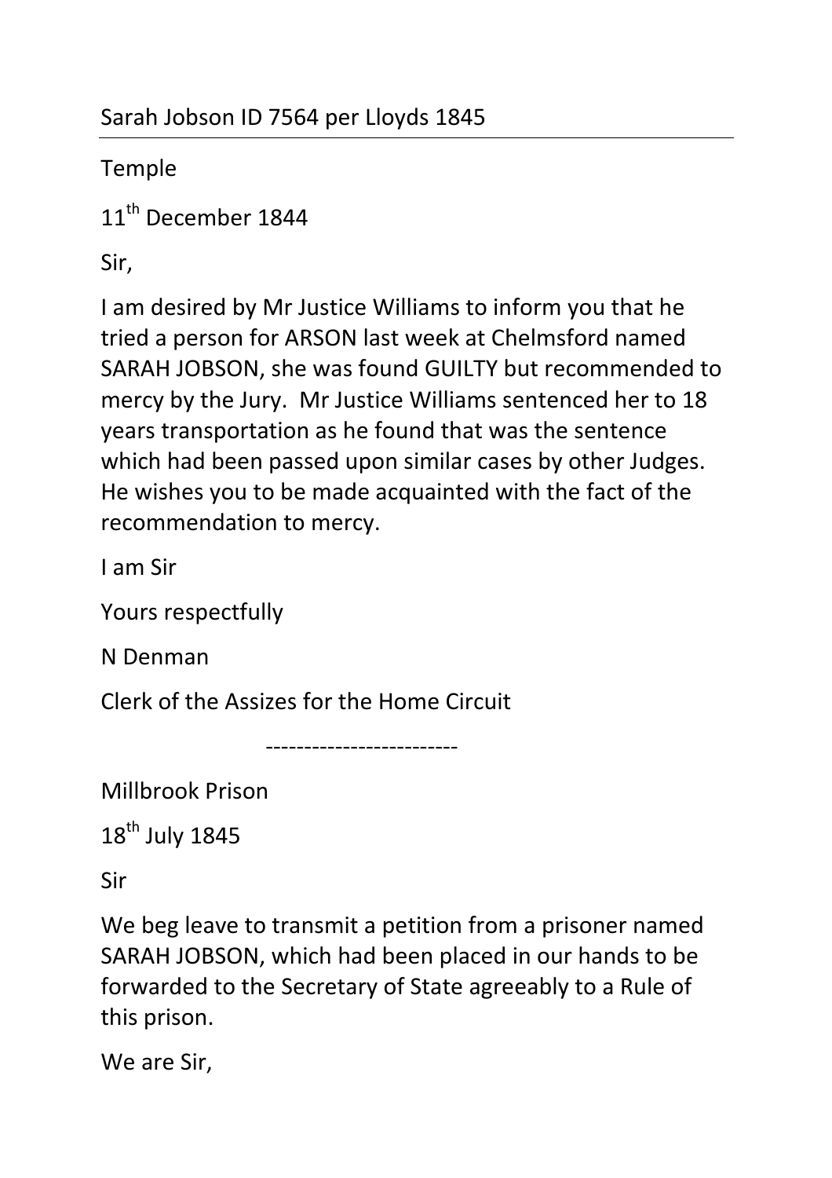Sarah Jobson ID 7564 per Lloyds 1845

---

Temple

11th December 1844

Sir,

I am desired by Mr Justice Williams to inform you that he tried a person for ARSON last week at Chelmsford named SARAH JOBSON, she was found GUILTY but recommended to mercy by the Jury. Mr Justice Williams sentenced her to 18 years transportation as he found that was the sentence which had been passed upon similar cases by other Judges. He wishes you to be made acquainted with the fact of the recommendation to mercy.

I am Sir

Yours respectfully

N Denman

Clerk of the Assizes for the Home Circuit

-------------------------

Millbrook Prison

18th July 1845

Sir

We beg leave to transmit a petition from a prisoner named SARAH JOBSON, which had been placed in our hands to be forwarded to the Secretary of State agreeably to a Rule of this prison.

We are Sir,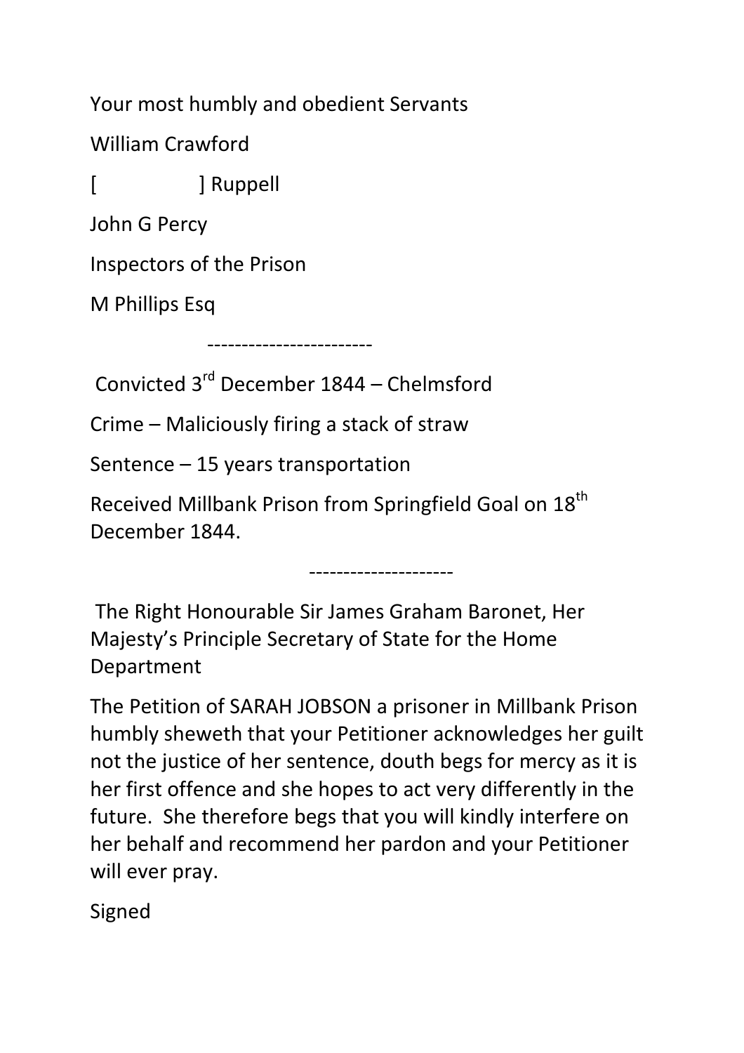Your most humbly and obedient Servants

William Crawford

[ ] Ruppell

John G Percy

Inspectors of the Prison

M Phillips Esq

-----------------------

Convicted 3rd December 1844 – Chelmsford

Crime – Maliciously firing a stack of straw

Sentence – 15 years transportation

Received Millbank Prison from Springfield Goal on 18th December 1844.

---------------------

The Right Honourable Sir James Graham Baronet, Her Majesty's Principle Secretary of State for the Home Department

The Petition of SARAH JOBSON a prisoner in Millbank Prison humbly sheweth that your Petitioner acknowledges her guilt not the justice of her sentence, douth begs for mercy as it is her first offence and she hopes to act very differently in the future. She therefore begs that you will kindly interfere on her behalf and recommend her pardon and your Petitioner will ever pray.

Signed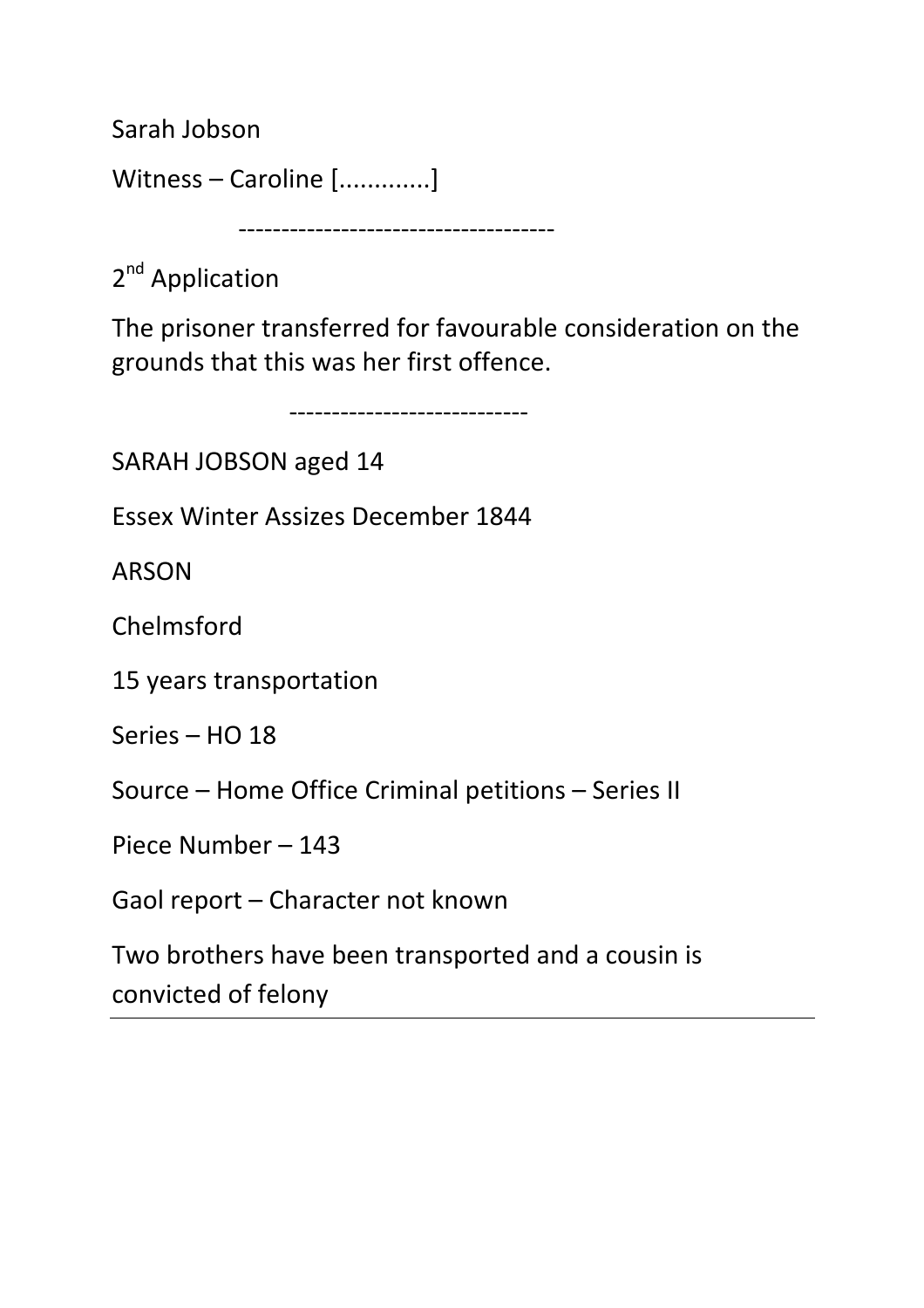Sarah Jobson

Witness – Caroline [.............]

-------------------------------------

2nd Application

The prisoner transferred for favourable consideration on the grounds that this was her first offence.

----------------------------

SARAH JOBSON aged 14

Essex Winter Assizes December 1844

ARSON

Chelmsford

15 years transportation

Series – HO 18

Source – Home Office Criminal petitions – Series II

Piece Number – 143

Gaol report – Character not known

Two brothers have been transported and a cousin is convicted of felony

---